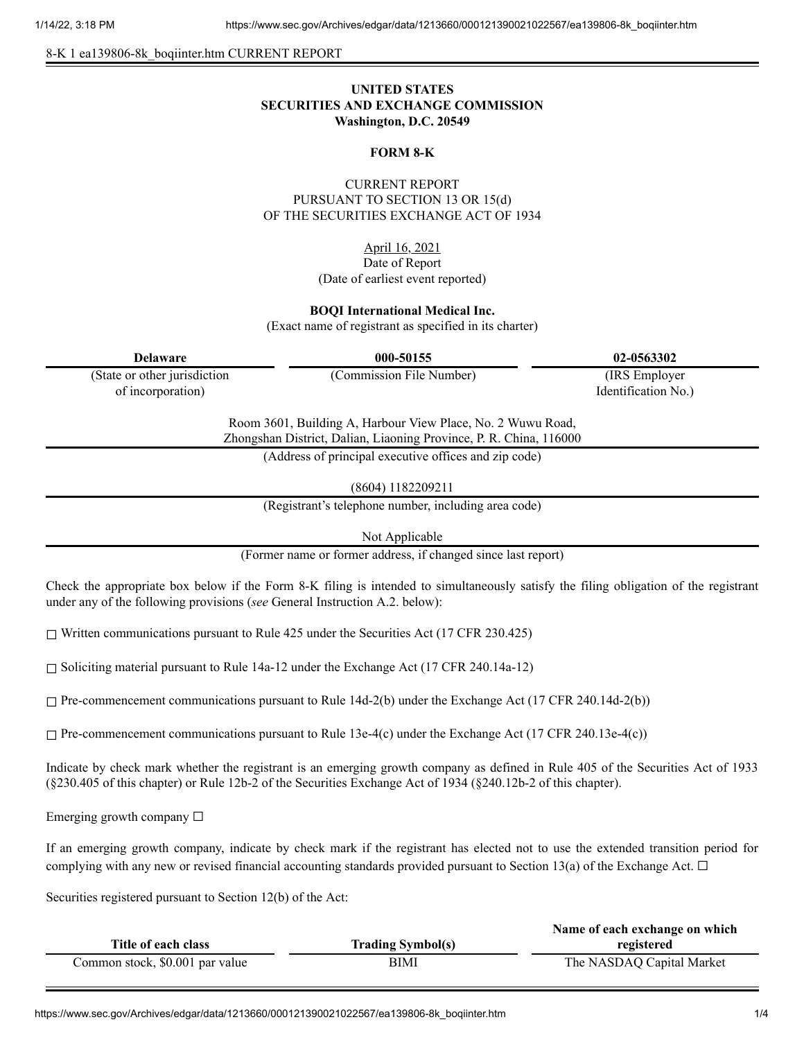8-K 1 ea139806-8k_boqiinter.htm CURRENT REPORT

**UNITED STATES**
**SECURITIES AND EXCHANGE COMMISSION**
**Washington, D.C. 20549**

**FORM 8-K**

CURRENT REPORT
PURSUANT TO SECTION 13 OR 15(d)
OF THE SECURITIES EXCHANGE ACT OF 1934

April 16, 2021
Date of Report
(Date of earliest event reported)

**BOQI International Medical Inc.**
(Exact name of registrant as specified in its charter)

| Delaware | 000-50155 | 02-0563302 |
|---|---|---|
| (State or other jurisdiction of incorporation) | (Commission File Number) | (IRS Employer Identification No.) |

Room 3601, Building A, Harbour View Place, No. 2 Wuwu Road,
Zhongshan District, Dalian, Liaoning Province, P. R. China, 116000
(Address of principal executive offices and zip code)

(8604) 1182209211
(Registrant's telephone number, including area code)

Not Applicable
(Former name or former address, if changed since last report)

Check the appropriate box below if the Form 8-K filing is intended to simultaneously satisfy the filing obligation of the registrant under any of the following provisions (*see* General Instruction A.2. below):

☐ Written communications pursuant to Rule 425 under the Securities Act (17 CFR 230.425)

☐ Soliciting material pursuant to Rule 14a-12 under the Exchange Act (17 CFR 240.14a-12)

☐ Pre-commencement communications pursuant to Rule 14d-2(b) under the Exchange Act (17 CFR 240.14d-2(b))

☐ Pre-commencement communications pursuant to Rule 13e-4(c) under the Exchange Act (17 CFR 240.13e-4(c))

Indicate by check mark whether the registrant is an emerging growth company as defined in Rule 405 of the Securities Act of 1933 (§230.405 of this chapter) or Rule 12b-2 of the Securities Exchange Act of 1934 (§240.12b-2 of this chapter).

Emerging growth company ☐

If an emerging growth company, indicate by check mark if the registrant has elected not to use the extended transition period for complying with any new or revised financial accounting standards provided pursuant to Section 13(a) of the Exchange Act. ☐

Securities registered pursuant to Section 12(b) of the Act:

| Title of each class | Trading Symbol(s) | Name of each exchange on which registered |
|---|---|---|
| Common stock, $0.001 par value | BIMI | The NASDAQ Capital Market |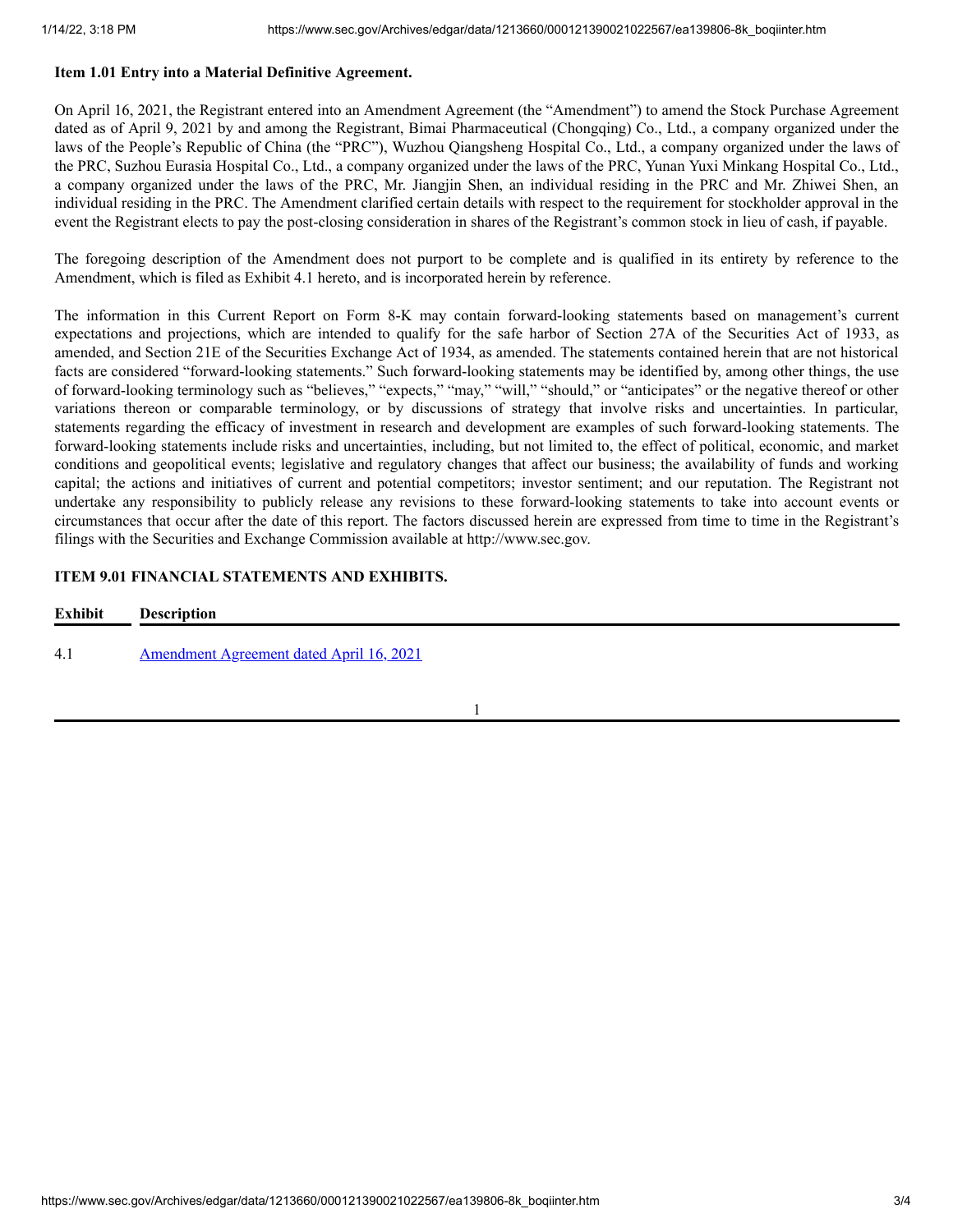**Item 1.01 Entry into a Material Definitive Agreement.**

On April 16, 2021, the Registrant entered into an Amendment Agreement (the "Amendment") to amend the Stock Purchase Agreement dated as of April 9, 2021 by and among the Registrant, Bimai Pharmaceutical (Chongqing) Co., Ltd., a company organized under the laws of the People's Republic of China (the "PRC"), Wuzhou Qiangsheng Hospital Co., Ltd., a company organized under the laws of the PRC, Suzhou Eurasia Hospital Co., Ltd., a company organized under the laws of the PRC, Yunan Yuxi Minkang Hospital Co., Ltd., a company organized under the laws of the PRC, Mr. Jiangjin Shen, an individual residing in the PRC and Mr. Zhiwei Shen, an individual residing in the PRC. The Amendment clarified certain details with respect to the requirement for stockholder approval in the event the Registrant elects to pay the post-closing consideration in shares of the Registrant's common stock in lieu of cash, if payable.

The foregoing description of the Amendment does not purport to be complete and is qualified in its entirety by reference to the Amendment, which is filed as Exhibit 4.1 hereto, and is incorporated herein by reference.

The information in this Current Report on Form 8-K may contain forward-looking statements based on management's current expectations and projections, which are intended to qualify for the safe harbor of Section 27A of the Securities Act of 1933, as amended, and Section 21E of the Securities Exchange Act of 1934, as amended. The statements contained herein that are not historical facts are considered "forward-looking statements." Such forward-looking statements may be identified by, among other things, the use of forward-looking terminology such as "believes," "expects," "may," "will," "should," or "anticipates" or the negative thereof or other variations thereon or comparable terminology, or by discussions of strategy that involve risks and uncertainties. In particular, statements regarding the efficacy of investment in research and development are examples of such forward-looking statements. The forward-looking statements include risks and uncertainties, including, but not limited to, the effect of political, economic, and market conditions and geopolitical events; legislative and regulatory changes that affect our business; the availability of funds and working capital; the actions and initiatives of current and potential competitors; investor sentiment; and our reputation. The Registrant not undertake any responsibility to publicly release any revisions to these forward-looking statements to take into account events or circumstances that occur after the date of this report. The factors discussed herein are expressed from time to time in the Registrant's filings with the Securities and Exchange Commission available at http://www.sec.gov.

**ITEM 9.01 FINANCIAL STATEMENTS AND EXHIBITS.**

| Exhibit | Description |
|---|---|
| 4.1 | Amendment Agreement dated April 16, 2021 |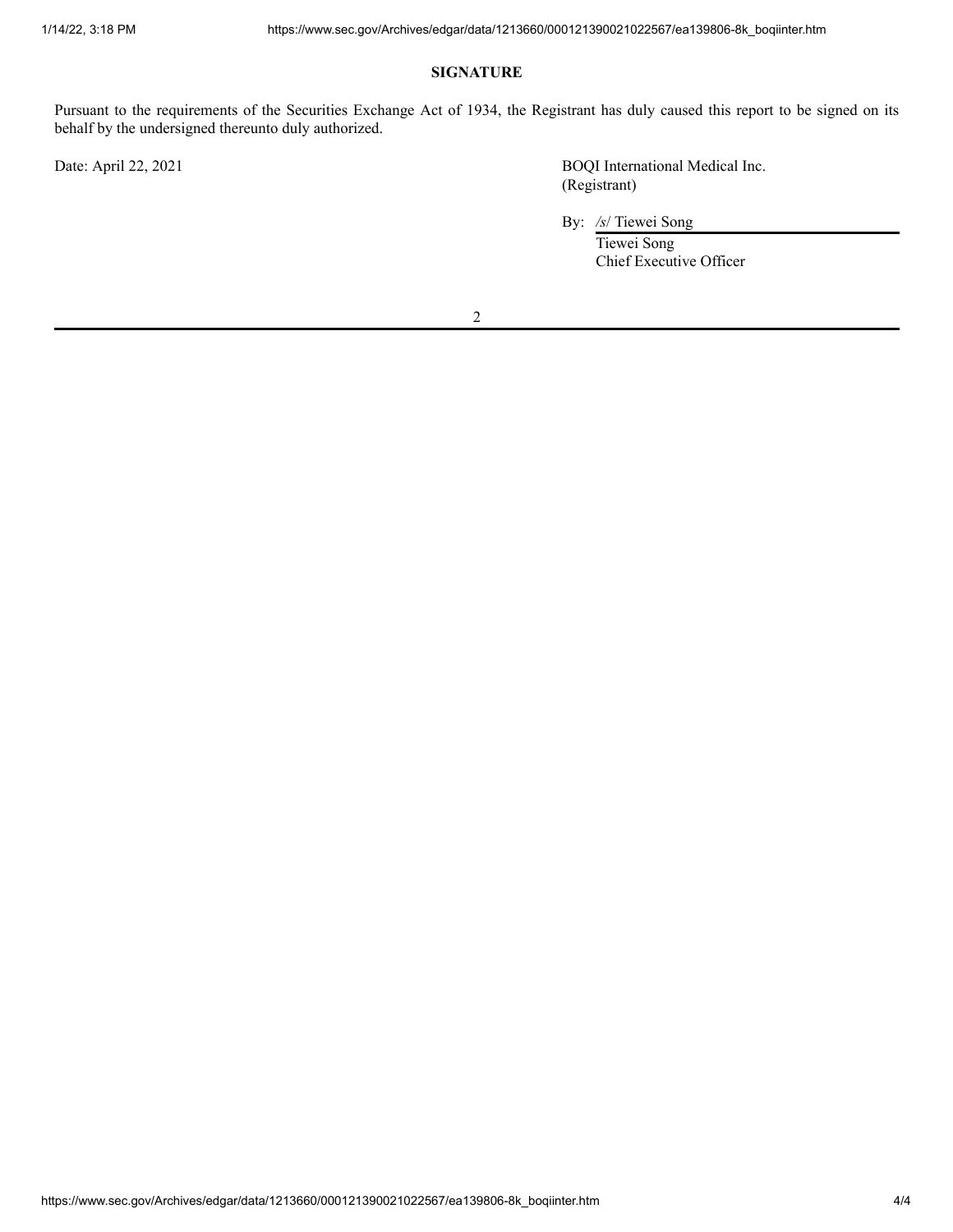**SIGNATURE**

Pursuant to the requirements of the Securities Exchange Act of 1934, the Registrant has duly caused this report to be signed on its behalf by the undersigned thereunto duly authorized.

Date: April 22, 2021

BOQI International Medical Inc.
(Registrant)

By: */s/* Tiewei Song
Tiewei Song
Chief Executive Officer